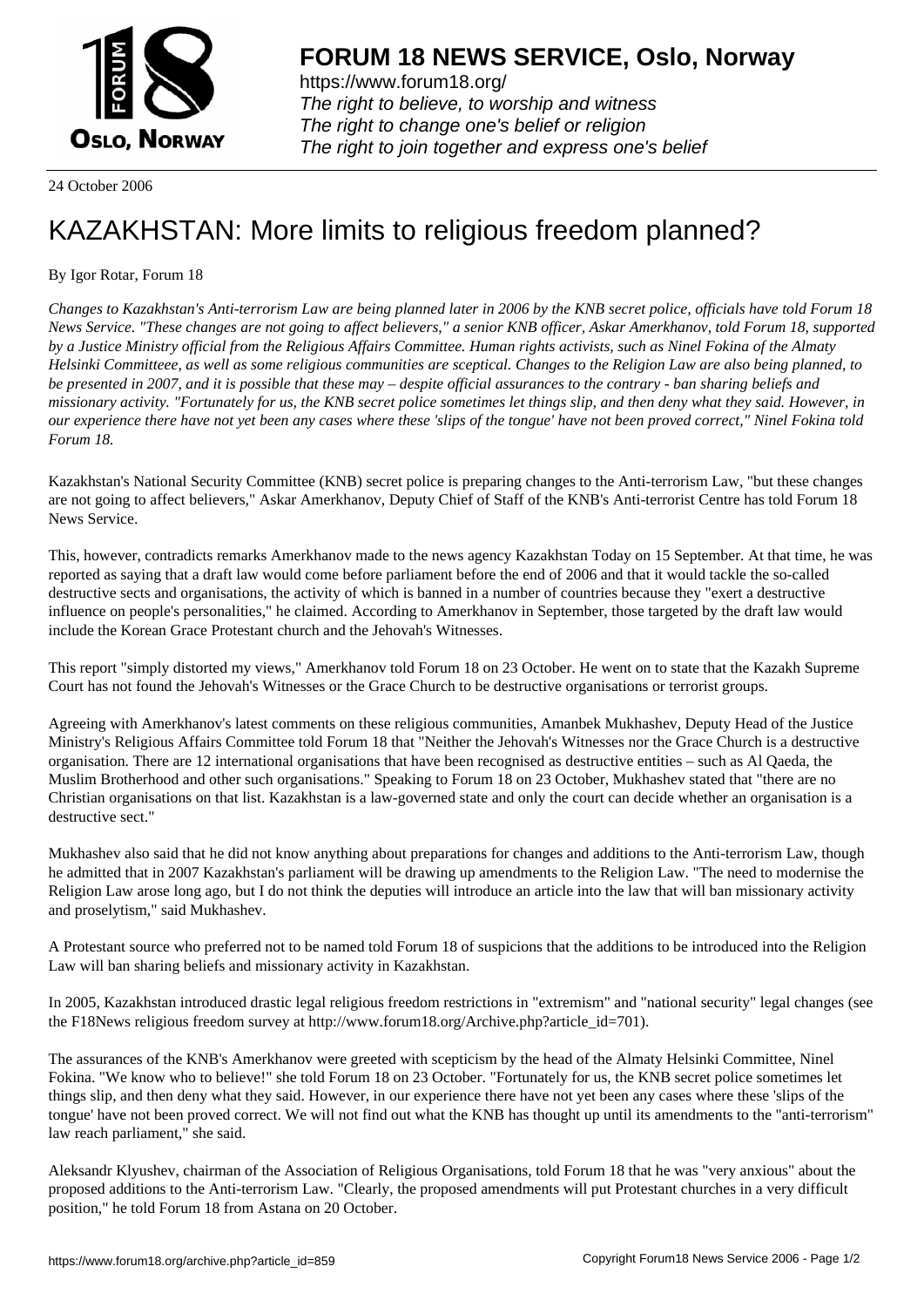# FORUM 18 NEWS SERVICE, Oslo, Norway

https://www.forum18.org/
*The right to believe, to worship and witness*
*The right to change one's belief or religion*
*The right to join together and express one's belief*

24 October 2006

# KAZAKHSTAN: More limits to religious freedom planned?

By Igor Rotar, Forum 18

*Changes to Kazakhstan's Anti-terrorism Law are being planned later in 2006 by the KNB secret police, officials have told Forum 18 News Service. "These changes are not going to affect believers," a senior KNB officer, Askar Amerkhanov, told Forum 18, supported by a Justice Ministry official from the Religious Affairs Committee. Human rights activists, such as Ninel Fokina of the Almaty Helsinki Committeee, as well as some religious communities are sceptical. Changes to the Religion Law are also being planned, to be presented in 2007, and it is possible that these may – despite official assurances to the contrary - ban sharing beliefs and missionary activity. "Fortunately for us, the KNB secret police sometimes let things slip, and then deny what they said. However, in our experience there have not yet been any cases where these 'slips of the tongue' have not been proved correct," Ninel Fokina told Forum 18.*

Kazakhstan's National Security Committee (KNB) secret police is preparing changes to the Anti-terrorism Law, "but these changes are not going to affect believers," Askar Amerkhanov, Deputy Chief of Staff of the KNB's Anti-terrorist Centre has told Forum 18 News Service.

This, however, contradicts remarks Amerkhanov made to the news agency Kazakhstan Today on 15 September. At that time, he was reported as saying that a draft law would come before parliament before the end of 2006 and that it would tackle the so-called destructive sects and organisations, the activity of which is banned in a number of countries because they "exert a destructive influence on people's personalities," he claimed. According to Amerkhanov in September, those targeted by the draft law would include the Korean Grace Protestant church and the Jehovah's Witnesses.

This report "simply distorted my views," Amerkhanov told Forum 18 on 23 October. He went on to state that the Kazakh Supreme Court has not found the Jehovah's Witnesses or the Grace Church to be destructive organisations or terrorist groups.

Agreeing with Amerkhanov's latest comments on these religious communities, Amanbek Mukhashev, Deputy Head of the Justice Ministry's Religious Affairs Committee told Forum 18 that "Neither the Jehovah's Witnesses nor the Grace Church is a destructive organisation. There are 12 international organisations that have been recognised as destructive entities – such as Al Qaeda, the Muslim Brotherhood and other such organisations." Speaking to Forum 18 on 23 October, Mukhashev stated that "there are no Christian organisations on that list. Kazakhstan is a law-governed state and only the court can decide whether an organisation is a destructive sect."

Mukhashev also said that he did not know anything about preparations for changes and additions to the Anti-terrorism Law, though he admitted that in 2007 Kazakhstan's parliament will be drawing up amendments to the Religion Law. "The need to modernise the Religion Law arose long ago, but I do not think the deputies will introduce an article into the law that will ban missionary activity and proselytism," said Mukhashev.

A Protestant source who preferred not to be named told Forum 18 of suspicions that the additions to be introduced into the Religion Law will ban sharing beliefs and missionary activity in Kazakhstan.

In 2005, Kazakhstan introduced drastic legal religious freedom restrictions in "extremism" and "national security" legal changes (see the F18News religious freedom survey at http://www.forum18.org/Archive.php?article_id=701).

The assurances of the KNB's Amerkhanov were greeted with scepticism by the head of the Almaty Helsinki Committee, Ninel Fokina. "We know who to believe!" she told Forum 18 on 23 October. "Fortunately for us, the KNB secret police sometimes let things slip, and then deny what they said. However, in our experience there have not yet been any cases where these 'slips of the tongue' have not been proved correct. We will not find out what the KNB has thought up until its amendments to the "anti-terrorism" law reach parliament," she said.

Aleksandr Klyushev, chairman of the Association of Religious Organisations, told Forum 18 that he was "very anxious" about the proposed additions to the Anti-terrorism Law. "Clearly, the proposed amendments will put Protestant churches in a very difficult position," he told Forum 18 from Astana on 20 October.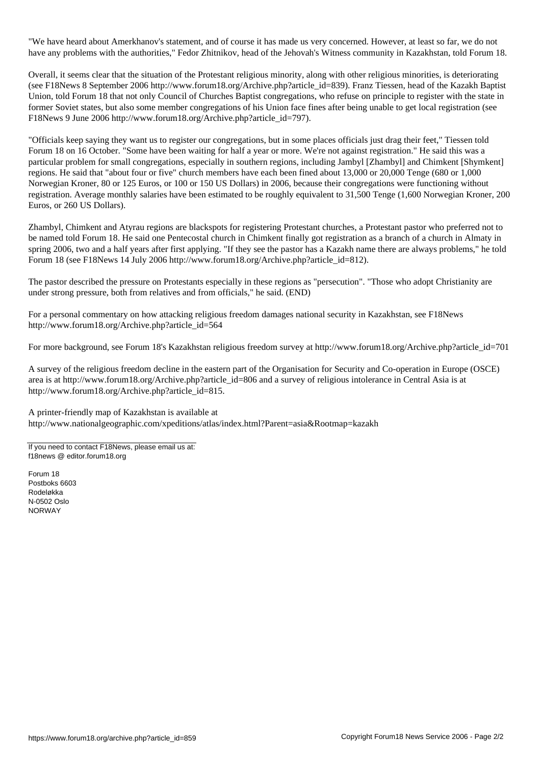"We have heard about Amerkhanov's statement, and of course it has made us very concerned. However, at least so far, we do not have any problems with the authorities," Fedor Zhitnikov, head of the Jehovah's Witness community in Kazakhstan, told Forum 18.

Overall, it seems clear that the situation of the Protestant religious minority, along with other religious minorities, is deteriorating (see F18News 8 September 2006 http://www.forum18.org/Archive.php?article_id=839). Franz Tiessen, head of the Kazakh Baptist Union, told Forum 18 that not only Council of Churches Baptist congregations, who refuse on principle to register with the state in former Soviet states, but also some member congregations of his Union face fines after being unable to get local registration (see F18News 9 June 2006 http://www.forum18.org/Archive.php?article_id=797).

"Officials keep saying they want us to register our congregations, but in some places officials just drag their feet," Tiessen told Forum 18 on 16 October. "Some have been waiting for half a year or more. We're not against registration." He said this was a particular problem for small congregations, especially in southern regions, including Jambyl [Zhambyl] and Chimkent [Shymkent] regions. He said that "about four or five" church members have each been fined about 13,000 or 20,000 Tenge (680 or 1,000 Norwegian Kroner, 80 or 125 Euros, or 100 or 150 US Dollars) in 2006, because their congregations were functioning without registration. Average monthly salaries have been estimated to be roughly equivalent to 31,500 Tenge (1,600 Norwegian Kroner, 200 Euros, or 260 US Dollars).

Zhambyl, Chimkent and Atyrau regions are blackspots for registering Protestant churches, a Protestant pastor who preferred not to be named told Forum 18. He said one Pentecostal church in Chimkent finally got registration as a branch of a church in Almaty in spring 2006, two and a half years after first applying. "If they see the pastor has a Kazakh name there are always problems," he told Forum 18 (see F18News 14 July 2006 http://www.forum18.org/Archive.php?article_id=812).

The pastor described the pressure on Protestants especially in these regions as "persecution". "Those who adopt Christianity are under strong pressure, both from relatives and from officials," he said. (END)

For a personal commentary on how attacking religious freedom damages national security in Kazakhstan, see F18News http://www.forum18.org/Archive.php?article_id=564

For more background, see Forum 18's Kazakhstan religious freedom survey at http://www.forum18.org/Archive.php?article_id=701

A survey of the religious freedom decline in the eastern part of the Organisation for Security and Co-operation in Europe (OSCE) area is at http://www.forum18.org/Archive.php?article_id=806 and a survey of religious intolerance in Central Asia is at http://www.forum18.org/Archive.php?article_id=815.

A printer-friendly map of Kazakhstan is available at http://www.nationalgeographic.com/xpeditions/atlas/index.html?Parent=asia&Rootmap=kazakh

If you need to contact F18News, please email us at:
f18news @ editor.forum18.org

Forum 18
Postboks 6603
Rodeløkka
N-0502 Oslo
NORWAY